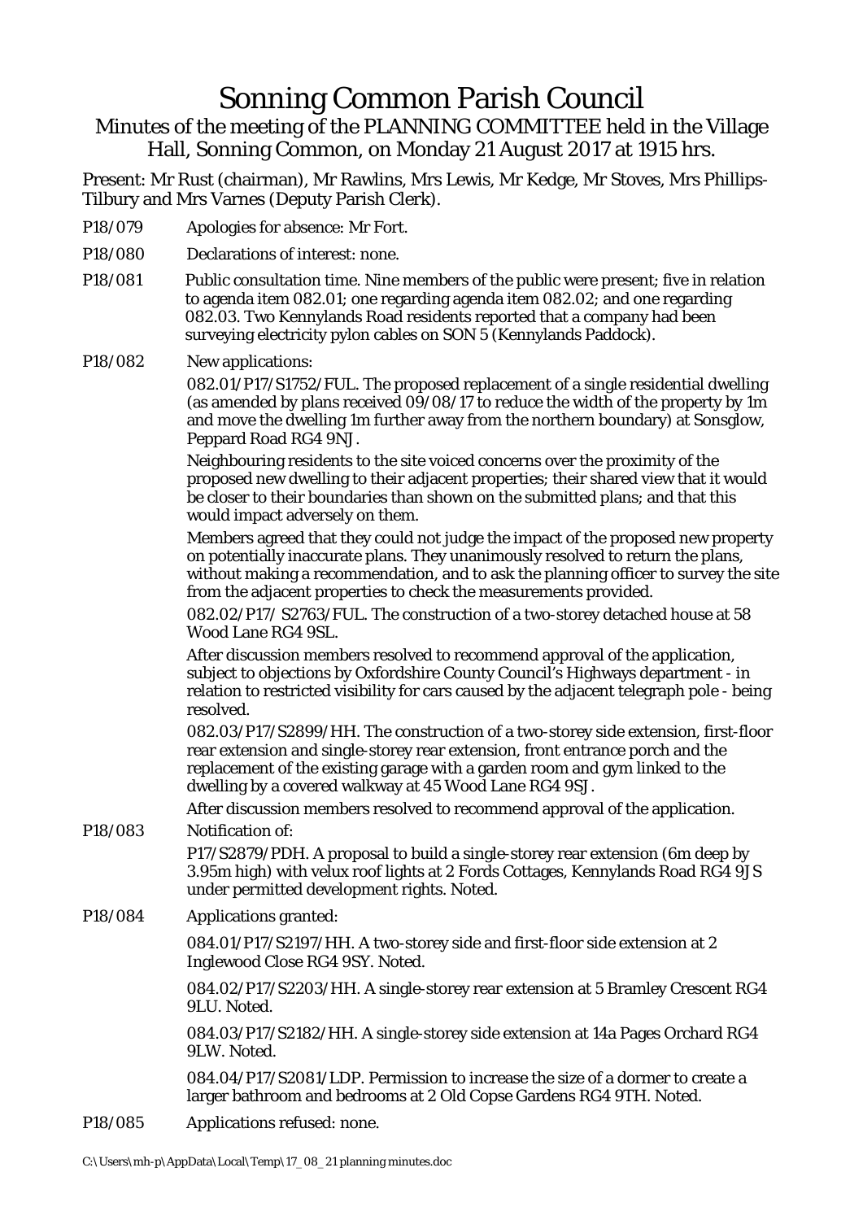# Sonning Common Parish Council

Minutes of the meeting of the PLANNING COMMITTEE held in the Village Hall, Sonning Common, on Monday 21 August 2017 at 1915 hrs.

Present: Mr Rust (chairman), Mr Rawlins, Mrs Lewis, Mr Kedge, Mr Stoves, Mrs Phillips-Tilbury and Mrs Varnes (Deputy Parish Clerk).

P18/079 Apologies for absence: Mr Fort.

P18/080 Declarations of interest: none.

P18/081 Public consultation time. Nine members of the public were present; five in relation to agenda item 082.01; one regarding agenda item 082.02; and one regarding 082.03. Two Kennylands Road residents reported that a company had been surveying electricity pylon cables on SON 5 (Kennylands Paddock).

P18/082 New applications:

082.01/P17/S1752/FUL. The proposed replacement of a single residential dwelling (as amended by plans received 09/08/17 to reduce the width of the property by 1m and move the dwelling 1m further away from the northern boundary) at Sonsglow, Peppard Road RG4 9NJ.

Neighbouring residents to the site voiced concerns over the proximity of the proposed new dwelling to their adjacent properties; their shared view that it would be closer to their boundaries than shown on the submitted plans; and that this would impact adversely on them.

Members agreed that they could not judge the impact of the proposed new property on potentially inaccurate plans. They unanimously resolved to return the plans, without making a recommendation, and to ask the planning officer to survey the site from the adjacent properties to check the measurements provided.

082.02/P17/ S2763/FUL. The construction of a two-storey detached house at 58 Wood Lane RG4 9SL.

After discussion members resolved to recommend approval of the application, subject to objections by Oxfordshire County Council's Highways department - in relation to restricted visibility for cars caused by the adjacent telegraph pole - being resolved.

082.03/P17/S2899/HH. The construction of a two-storey side extension, first-floor rear extension and single-storey rear extension, front entrance porch and the replacement of the existing garage with a garden room and gym linked to the dwelling by a covered walkway at 45 Wood Lane RG4 9SJ.

After discussion members resolved to recommend approval of the application.

P18/083 Notification of:

P17/S2879/PDH. A proposal to build a single-storey rear extension (6m deep by 3.95m high) with velux roof lights at 2 Fords Cottages, Kennylands Road RG4 9JS under permitted development rights. Noted.

P18/084 Applications granted:

084.01/P17/S2197/HH. A two-storey side and first-floor side extension at 2 Inglewood Close RG4 9SY. Noted.

084.02/P17/S2203/HH. A single-storey rear extension at 5 Bramley Crescent RG4 9LU. Noted.

084.03/P17/S2182/HH. A single-storey side extension at 14a Pages Orchard RG4 9LW. Noted.

084.04/P17/S2081/LDP. Permission to increase the size of a dormer to create a larger bathroom and bedrooms at 2 Old Copse Gardens RG4 9TH. Noted.

P18/085 Applications refused: none.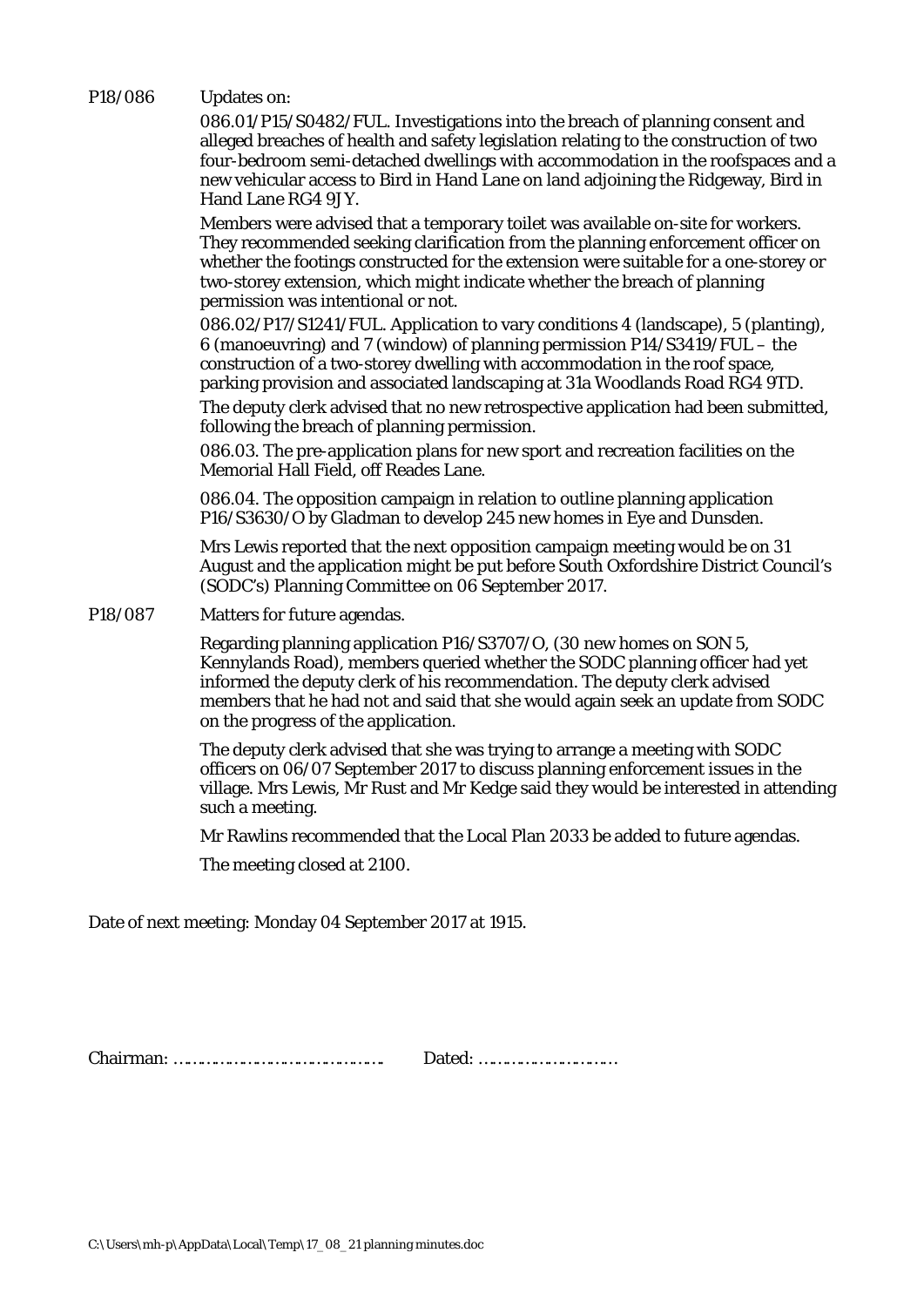P18/086 Updates on:

086.01/P15/S0482/FUL. Investigations into the breach of planning consent and alleged breaches of health and safety legislation relating to the construction of two four-bedroom semi-detached dwellings with accommodation in the roofspaces and a new vehicular access to Bird in Hand Lane on land adjoining the Ridgeway, Bird in Hand Lane RG4 9JY.

Members were advised that a temporary toilet was available on-site for workers. They recommended seeking clarification from the planning enforcement officer on whether the footings constructed for the extension were suitable for a one-storey or two-storey extension, which might indicate whether the breach of planning permission was intentional or not.

086.02/P17/S1241/FUL. Application to vary conditions 4 (landscape), 5 (planting), 6 (manoeuvring) and 7 (window) of planning permission P14/S3419/FUL – the construction of a two-storey dwelling with accommodation in the roof space, parking provision and associated landscaping at 31a Woodlands Road RG4 9TD.

The deputy clerk advised that no new retrospective application had been submitted, following the breach of planning permission.

086.03. The pre-application plans for new sport and recreation facilities on the Memorial Hall Field, off Reades Lane.

086.04. The opposition campaign in relation to outline planning application P16/S3630/O by Gladman to develop 245 new homes in Eye and Dunsden.

Mrs Lewis reported that the next opposition campaign meeting would be on 31 August and the application might be put before South Oxfordshire District Council's (SODC's) Planning Committee on 06 September 2017.

P18/087 Matters for future agendas.

Regarding planning application P16/S3707/O, (30 new homes on SON 5, Kennylands Road), members queried whether the SODC planning officer had yet informed the deputy clerk of his recommendation. The deputy clerk advised members that he had not and said that she would again seek an update from SODC on the progress of the application.

The deputy clerk advised that she was trying to arrange a meeting with SODC officers on 06/07 September 2017 to discuss planning enforcement issues in the village. Mrs Lewis, Mr Rust and Mr Kedge said they would be interested in attending such a meeting.

Mr Rawlins recommended that the Local Plan 2033 be added to future agendas.

The meeting closed at 2100.

Date of next meeting: Monday 04 September 2017 at 1915.

Chairman: …………………………………… Dated: ………………………